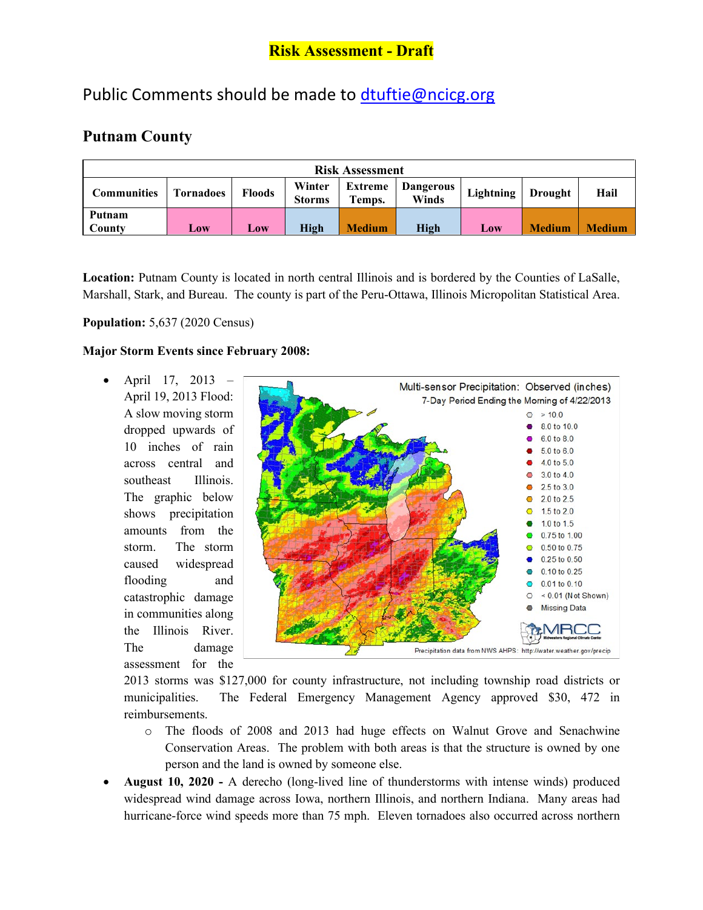# Risk Assessment - Draft

## Public Comments should be made to dtuftie@ncicg.org

## Putnam County

| Risk Assessment | | | | | | | | |
|---|---|---|---|---|---|---|---|---|
| **Communities** | **Tornadoes** | **Floods** | **Winter Storms** | **Extreme Temps.** | **Dangerous Winds** | **Lightning** | **Drought** | **Hail** |
| **Putnam County** | **Low** | **Low** | **High** | **Medium** | **High** | **Low** | **Medium** | **Medium** |

**Location:** Putnam County is located in north central Illinois and is bordered by the Counties of LaSalle, Marshall, Stark, and Bureau. The county is part of the Peru-Ottawa, Illinois Micropolitan Statistical Area.

**Population:** 5,637 (2020 Census)

**Major Storm Events since February 2008:**

- April 17, 2013 – April 19, 2013 Flood: A slow moving storm dropped upwards of 10 inches of rain across central and southeast Illinois. The graphic below shows precipitation amounts from the storm. The storm caused widespread flooding and catastrophic damage in communities along the Illinois River. The damage assessment for the 2013 storms was $127,000 for county infrastructure, not including township road districts or municipalities. The Federal Emergency Management Agency approved $30, 472 in reimbursements.
  - The floods of 2008 and 2013 had huge effects on Walnut Grove and Senachwine Conservation Areas. The problem with both areas is that the structure is owned by one person and the land is owned by someone else.
- **August 10, 2020 -** A derecho (long-lived line of thunderstorms with intense winds) produced widespread wind damage across Iowa, northern Illinois, and northern Indiana. Many areas had hurricane-force wind speeds more than 75 mph. Eleven tornadoes also occurred across northern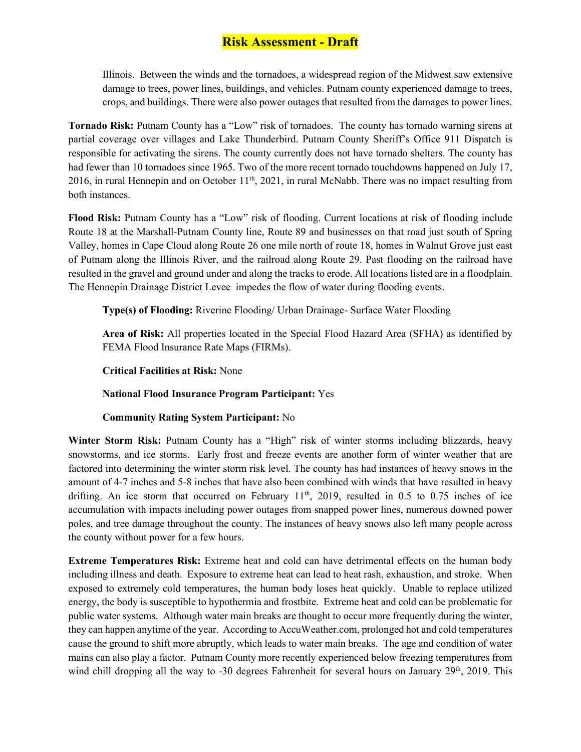Illinois. Between the winds and the tornadoes, a widespread region of the Midwest saw extensive damage to trees, power lines, buildings, and vehicles. Putnam county experienced damage to trees, crops, and buildings. There were also power outages that resulted from the damages to power lines.

**Tornado Risk:** Putnam County has a "Low" risk of tornadoes. The county has tornado warning sirens at partial coverage over villages and Lake Thunderbird. Putnam County Sheriff's Office 911 Dispatch is responsible for activating the sirens. The county currently does not have tornado shelters. The county has had fewer than 10 tornadoes since 1965. Two of the more recent tornado touchdowns happened on July 17, 2016, in rural Hennepin and on October 11th, 2021, in rural McNabb. There was no impact resulting from both instances.

**Flood Risk:** Putnam County has a "Low" risk of flooding. Current locations at risk of flooding include Route 18 at the Marshall-Putnam County line, Route 89 and businesses on that road just south of Spring Valley, homes in Cape Cloud along Route 26 one mile north of route 18, homes in Walnut Grove just east of Putnam along the Illinois River, and the railroad along Route 29. Past flooding on the railroad have resulted in the gravel and ground under and along the tracks to erode. All locations listed are in a floodplain. The Hennepin Drainage District Levee impedes the flow of water during flooding events.

**Type(s) of Flooding:** Riverine Flooding/ Urban Drainage- Surface Water Flooding

**Area of Risk:** All properties located in the Special Flood Hazard Area (SFHA) as identified by FEMA Flood Insurance Rate Maps (FIRMs).

**Critical Facilities at Risk:** None

**National Flood Insurance Program Participant:** Yes

**Community Rating System Participant:** No

**Winter Storm Risk:** Putnam County has a "High" risk of winter storms including blizzards, heavy snowstorms, and ice storms. Early frost and freeze events are another form of winter weather that are factored into determining the winter storm risk level. The county has had instances of heavy snows in the amount of 4-7 inches and 5-8 inches that have also been combined with winds that have resulted in heavy drifting. An ice storm that occurred on February 11th, 2019, resulted in 0.5 to 0.75 inches of ice accumulation with impacts including power outages from snapped power lines, numerous downed power poles, and tree damage throughout the county. The instances of heavy snows also left many people across the county without power for a few hours.

**Extreme Temperatures Risk:** Extreme heat and cold can have detrimental effects on the human body including illness and death. Exposure to extreme heat can lead to heat rash, exhaustion, and stroke. When exposed to extremely cold temperatures, the human body loses heat quickly. Unable to replace utilized energy, the body is susceptible to hypothermia and frostbite. Extreme heat and cold can be problematic for public water systems. Although water main breaks are thought to occur more frequently during the winter, they can happen anytime of the year. According to AccuWeather.com, prolonged hot and cold temperatures cause the ground to shift more abruptly, which leads to water main breaks. The age and condition of water mains can also play a factor. Putnam County more recently experienced below freezing temperatures from wind chill dropping all the way to -30 degrees Fahrenheit for several hours on January 29th, 2019. This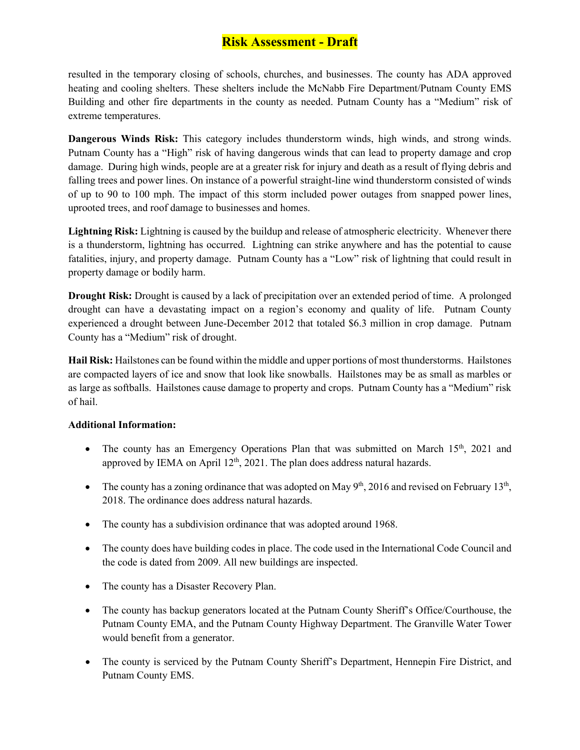resulted in the temporary closing of schools, churches, and businesses. The county has ADA approved heating and cooling shelters. These shelters include the McNabb Fire Department/Putnam County EMS Building and other fire departments in the county as needed. Putnam County has a "Medium" risk of extreme temperatures.

**Dangerous Winds Risk:** This category includes thunderstorm winds, high winds, and strong winds. Putnam County has a "High" risk of having dangerous winds that can lead to property damage and crop damage. During high winds, people are at a greater risk for injury and death as a result of flying debris and falling trees and power lines. On instance of a powerful straight-line wind thunderstorm consisted of winds of up to 90 to 100 mph. The impact of this storm included power outages from snapped power lines, uprooted trees, and roof damage to businesses and homes.

**Lightning Risk:** Lightning is caused by the buildup and release of atmospheric electricity. Whenever there is a thunderstorm, lightning has occurred. Lightning can strike anywhere and has the potential to cause fatalities, injury, and property damage. Putnam County has a "Low" risk of lightning that could result in property damage or bodily harm.

**Drought Risk:** Drought is caused by a lack of precipitation over an extended period of time. A prolonged drought can have a devastating impact on a region's economy and quality of life. Putnam County experienced a drought between June-December 2012 that totaled $6.3 million in crop damage. Putnam County has a "Medium" risk of drought.

**Hail Risk:** Hailstones can be found within the middle and upper portions of most thunderstorms. Hailstones are compacted layers of ice and snow that look like snowballs. Hailstones may be as small as marbles or as large as softballs. Hailstones cause damage to property and crops. Putnam County has a "Medium" risk of hail.

**Additional Information:**

- The county has an Emergency Operations Plan that was submitted on March 15th, 2021 and approved by IEMA on April 12th, 2021. The plan does address natural hazards.
- The county has a zoning ordinance that was adopted on May 9th, 2016 and revised on February 13th, 2018. The ordinance does address natural hazards.
- The county has a subdivision ordinance that was adopted around 1968.
- The county does have building codes in place. The code used in the International Code Council and the code is dated from 2009. All new buildings are inspected.
- The county has a Disaster Recovery Plan.
- The county has backup generators located at the Putnam County Sheriff's Office/Courthouse, the Putnam County EMA, and the Putnam County Highway Department. The Granville Water Tower would benefit from a generator.
- The county is serviced by the Putnam County Sheriff's Department, Hennepin Fire District, and Putnam County EMS.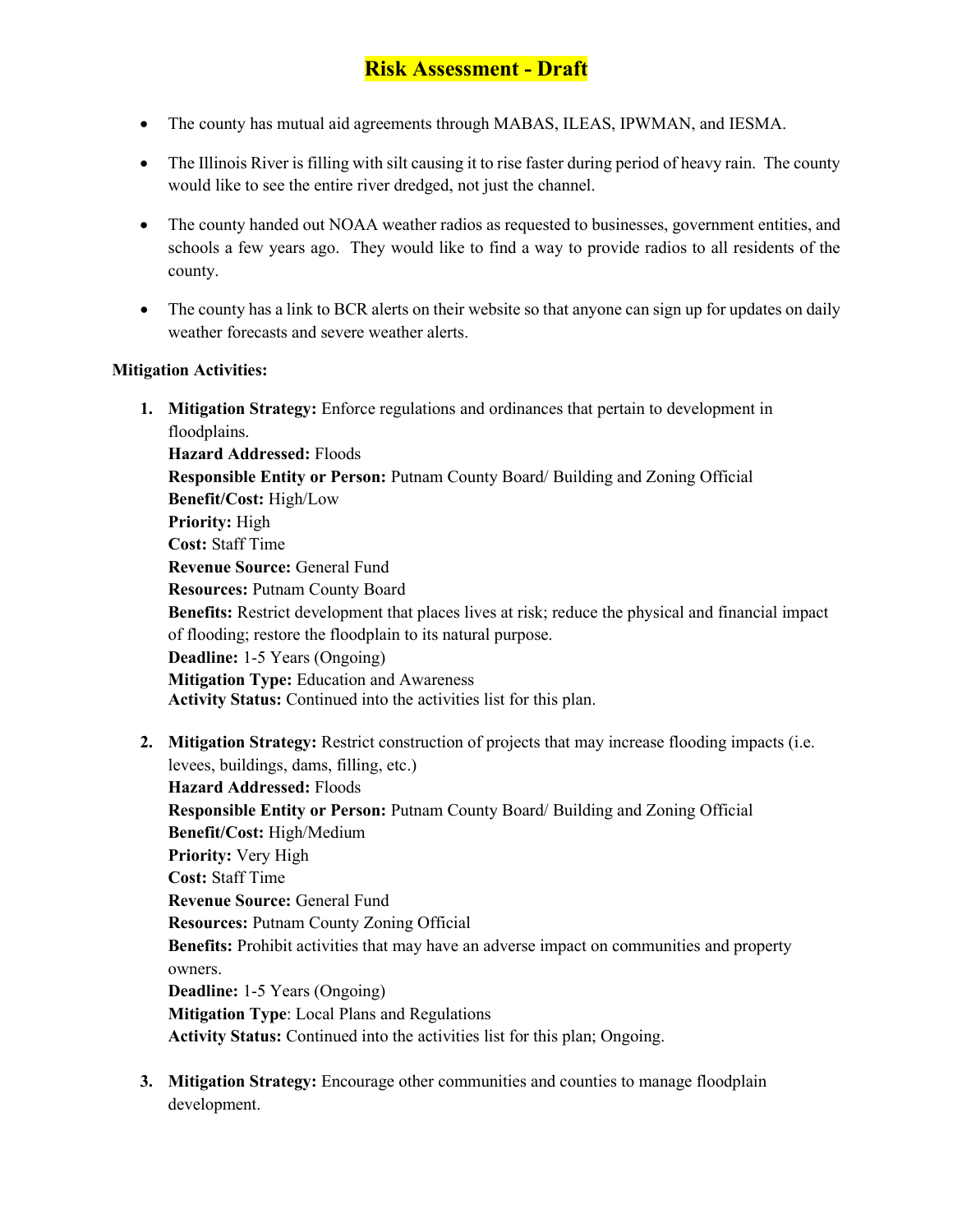# Risk Assessment - Draft

- The county has mutual aid agreements through MABAS, ILEAS, IPWMAN, and IESMA.
- The Illinois River is filling with silt causing it to rise faster during period of heavy rain. The county would like to see the entire river dredged, not just the channel.
- The county handed out NOAA weather radios as requested to businesses, government entities, and schools a few years ago. They would like to find a way to provide radios to all residents of the county.
- The county has a link to BCR alerts on their website so that anyone can sign up for updates on daily weather forecasts and severe weather alerts.

**Mitigation Activities:**

1. **Mitigation Strategy:** Enforce regulations and ordinances that pertain to development in floodplains.
   **Hazard Addressed:** Floods
   **Responsible Entity or Person:** Putnam County Board/ Building and Zoning Official
   **Benefit/Cost:** High/Low
   **Priority:** High
   **Cost:** Staff Time
   **Revenue Source:** General Fund
   **Resources:** Putnam County Board
   **Benefits:** Restrict development that places lives at risk; reduce the physical and financial impact of flooding; restore the floodplain to its natural purpose.
   **Deadline:** 1-5 Years (Ongoing)
   **Mitigation Type:** Education and Awareness
   **Activity Status:** Continued into the activities list for this plan.

2. **Mitigation Strategy:** Restrict construction of projects that may increase flooding impacts (i.e. levees, buildings, dams, filling, etc.)
   **Hazard Addressed:** Floods
   **Responsible Entity or Person:** Putnam County Board/ Building and Zoning Official
   **Benefit/Cost:** High/Medium
   **Priority:** Very High
   **Cost:** Staff Time
   **Revenue Source:** General Fund
   **Resources:** Putnam County Zoning Official
   **Benefits:** Prohibit activities that may have an adverse impact on communities and property owners.
   **Deadline:** 1-5 Years (Ongoing)
   **Mitigation Type**: Local Plans and Regulations
   **Activity Status:** Continued into the activities list for this plan; Ongoing.

3. **Mitigation Strategy:** Encourage other communities and counties to manage floodplain development.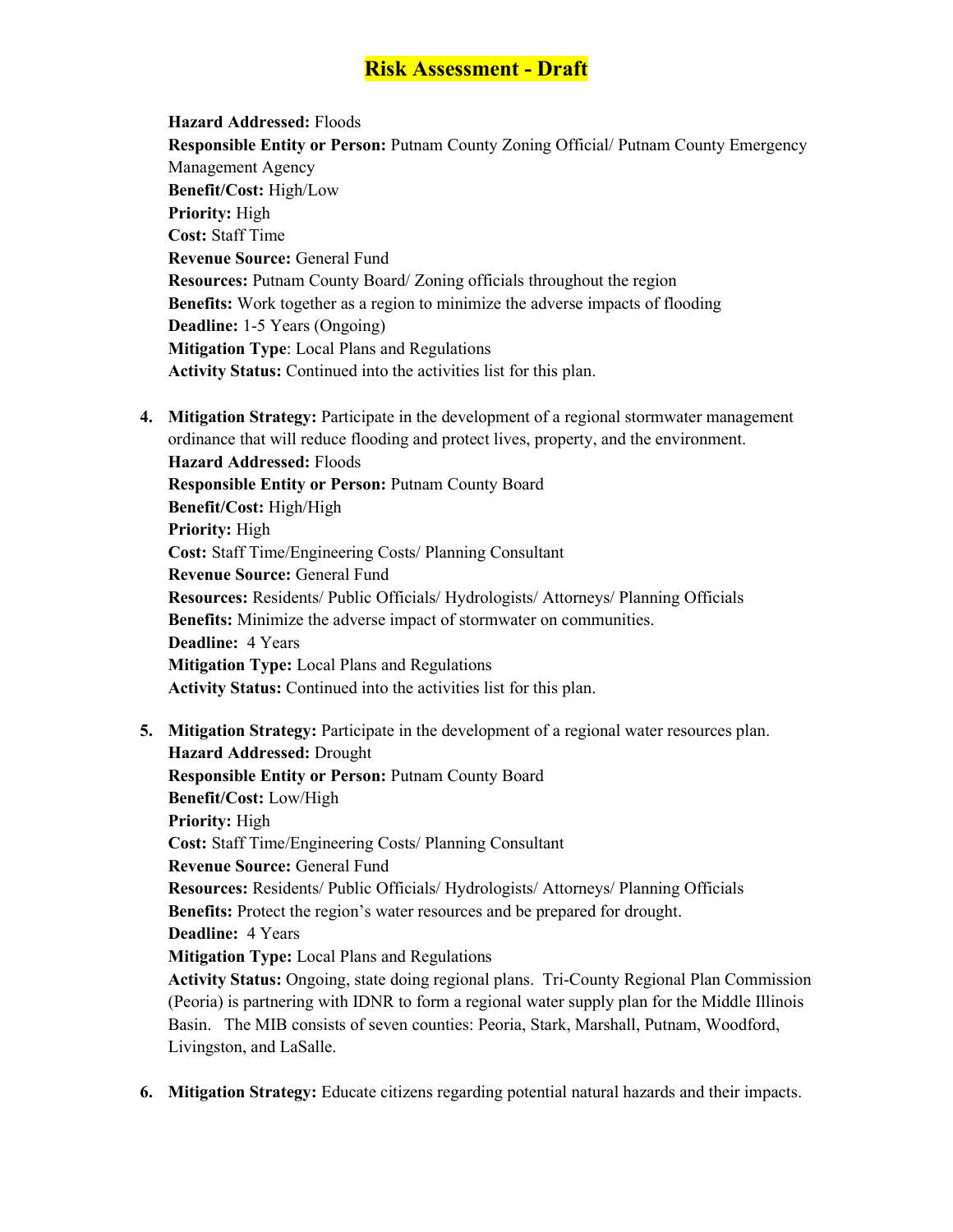# Risk Assessment - Draft

**Hazard Addressed:** Floods
**Responsible Entity or Person:** Putnam County Zoning Official/ Putnam County Emergency Management Agency
**Benefit/Cost:** High/Low
**Priority:** High
**Cost:** Staff Time
**Revenue Source:** General Fund
**Resources:** Putnam County Board/ Zoning officials throughout the region
**Benefits:** Work together as a region to minimize the adverse impacts of flooding
**Deadline:** 1-5 Years (Ongoing)
**Mitigation Type**: Local Plans and Regulations
**Activity Status:** Continued into the activities list for this plan.

4. **Mitigation Strategy:** Participate in the development of a regional stormwater management ordinance that will reduce flooding and protect lives, property, and the environment.
   **Hazard Addressed:** Floods
   **Responsible Entity or Person:** Putnam County Board
   **Benefit/Cost:** High/High
   **Priority:** High
   **Cost:** Staff Time/Engineering Costs/ Planning Consultant
   **Revenue Source:** General Fund
   **Resources:** Residents/ Public Officials/ Hydrologists/ Attorneys/ Planning Officials
   **Benefits:** Minimize the adverse impact of stormwater on communities.
   **Deadline:** 4 Years
   **Mitigation Type:** Local Plans and Regulations
   **Activity Status:** Continued into the activities list for this plan.

5. **Mitigation Strategy:** Participate in the development of a regional water resources plan.
   **Hazard Addressed:** Drought
   **Responsible Entity or Person:** Putnam County Board
   **Benefit/Cost:** Low/High
   **Priority:** High
   **Cost:** Staff Time/Engineering Costs/ Planning Consultant
   **Revenue Source:** General Fund
   **Resources:** Residents/ Public Officials/ Hydrologists/ Attorneys/ Planning Officials
   **Benefits:** Protect the region's water resources and be prepared for drought.
   **Deadline:** 4 Years
   **Mitigation Type:** Local Plans and Regulations
   **Activity Status:** Ongoing, state doing regional plans. Tri-County Regional Plan Commission (Peoria) is partnering with IDNR to form a regional water supply plan for the Middle Illinois Basin. The MIB consists of seven counties: Peoria, Stark, Marshall, Putnam, Woodford, Livingston, and LaSalle.

6. **Mitigation Strategy:** Educate citizens regarding potential natural hazards and their impacts.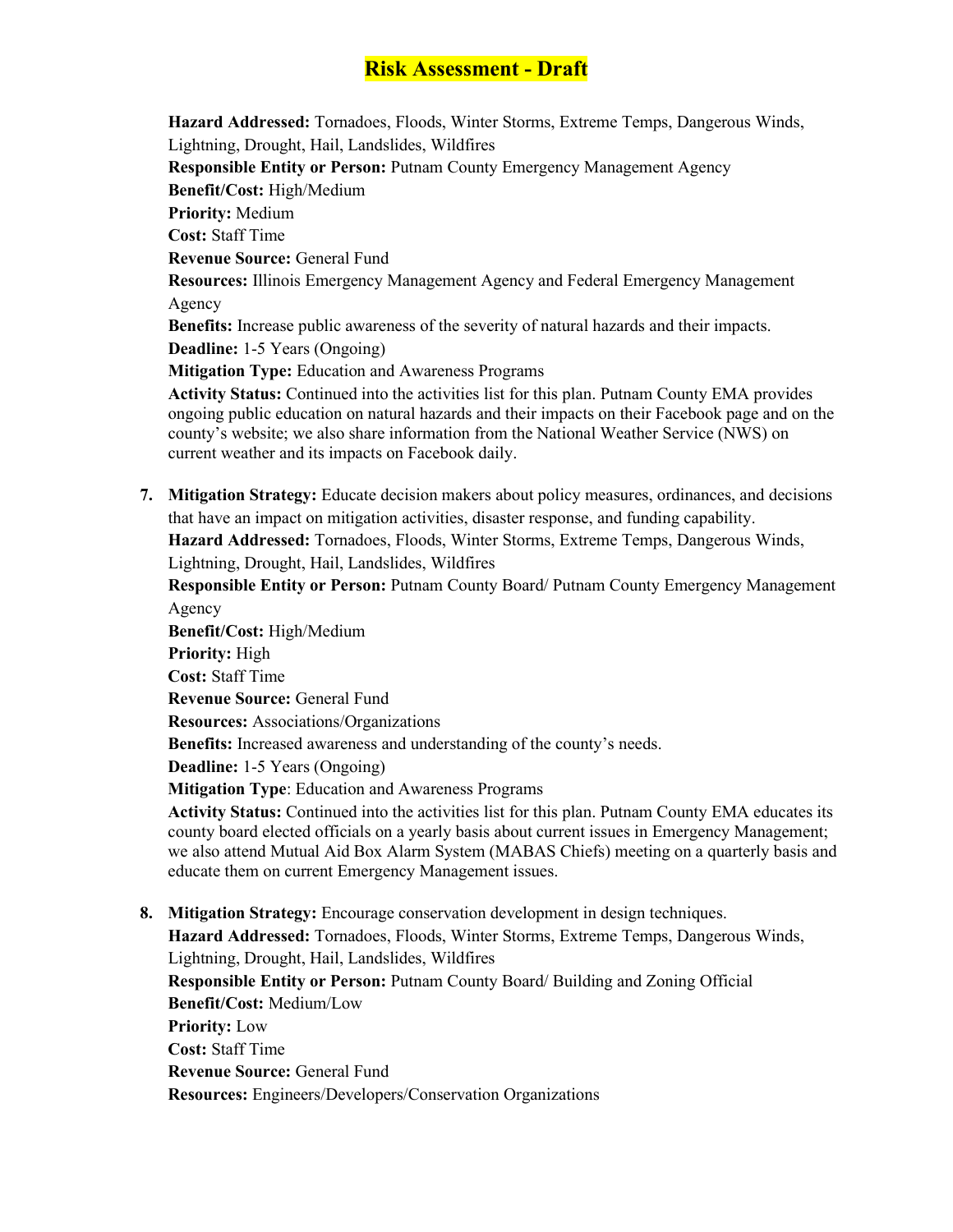**Risk Assessment - Draft**

**Hazard Addressed:** Tornadoes, Floods, Winter Storms, Extreme Temps, Dangerous Winds, Lightning, Drought, Hail, Landslides, Wildfires
**Responsible Entity or Person:** Putnam County Emergency Management Agency
**Benefit/Cost:** High/Medium
**Priority:** Medium
**Cost:** Staff Time
**Revenue Source:** General Fund
**Resources:** Illinois Emergency Management Agency and Federal Emergency Management Agency
**Benefits:** Increase public awareness of the severity of natural hazards and their impacts.
**Deadline:** 1-5 Years (Ongoing)
**Mitigation Type:** Education and Awareness Programs
**Activity Status:** Continued into the activities list for this plan. Putnam County EMA provides ongoing public education on natural hazards and their impacts on their Facebook page and on the county's website; we also share information from the National Weather Service (NWS) on current weather and its impacts on Facebook daily.

7. **Mitigation Strategy:** Educate decision makers about policy measures, ordinances, and decisions that have an impact on mitigation activities, disaster response, and funding capability.
   **Hazard Addressed:** Tornadoes, Floods, Winter Storms, Extreme Temps, Dangerous Winds, Lightning, Drought, Hail, Landslides, Wildfires
   **Responsible Entity or Person:** Putnam County Board/ Putnam County Emergency Management Agency
   **Benefit/Cost:** High/Medium
   **Priority:** High
   **Cost:** Staff Time
   **Revenue Source:** General Fund
   **Resources:** Associations/Organizations
   **Benefits:** Increased awareness and understanding of the county's needs.
   **Deadline:** 1-5 Years (Ongoing)
   **Mitigation Type**: Education and Awareness Programs
   **Activity Status:** Continued into the activities list for this plan. Putnam County EMA educates its county board elected officials on a yearly basis about current issues in Emergency Management; we also attend Mutual Aid Box Alarm System (MABAS Chiefs) meeting on a quarterly basis and educate them on current Emergency Management issues.

8. **Mitigation Strategy:** Encourage conservation development in design techniques.
   **Hazard Addressed:** Tornadoes, Floods, Winter Storms, Extreme Temps, Dangerous Winds, Lightning, Drought, Hail, Landslides, Wildfires
   **Responsible Entity or Person:** Putnam County Board/ Building and Zoning Official
   **Benefit/Cost:** Medium/Low
   **Priority:** Low
   **Cost:** Staff Time
   **Revenue Source:** General Fund
   **Resources:** Engineers/Developers/Conservation Organizations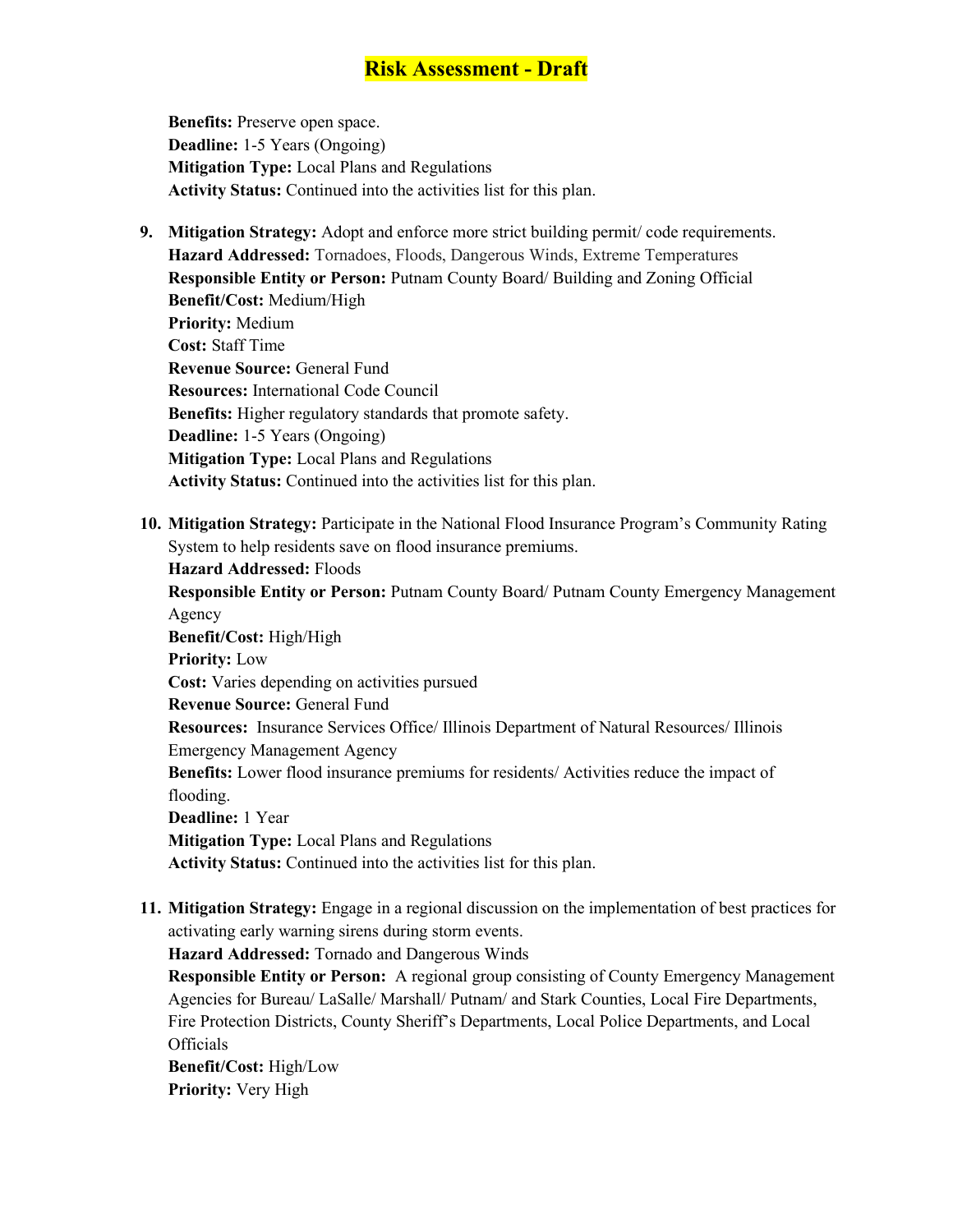**Benefits:** Preserve open space.
**Deadline:** 1-5 Years (Ongoing)
**Mitigation Type:** Local Plans and Regulations
**Activity Status:** Continued into the activities list for this plan.

9. **Mitigation Strategy:** Adopt and enforce more strict building permit/ code requirements.
   **Hazard Addressed:** Tornadoes, Floods, Dangerous Winds, Extreme Temperatures
   **Responsible Entity or Person:** Putnam County Board/ Building and Zoning Official
   **Benefit/Cost:** Medium/High
   **Priority:** Medium
   **Cost:** Staff Time
   **Revenue Source:** General Fund
   **Resources:** International Code Council
   **Benefits:** Higher regulatory standards that promote safety.
   **Deadline:** 1-5 Years (Ongoing)
   **Mitigation Type:** Local Plans and Regulations
   **Activity Status:** Continued into the activities list for this plan.

10. **Mitigation Strategy:** Participate in the National Flood Insurance Program's Community Rating System to help residents save on flood insurance premiums.
    **Hazard Addressed:** Floods
    **Responsible Entity or Person:** Putnam County Board/ Putnam County Emergency Management Agency
    **Benefit/Cost:** High/High
    **Priority:** Low
    **Cost:** Varies depending on activities pursued
    **Revenue Source:** General Fund
    **Resources:** Insurance Services Office/ Illinois Department of Natural Resources/ Illinois Emergency Management Agency
    **Benefits:** Lower flood insurance premiums for residents/ Activities reduce the impact of flooding.
    **Deadline:** 1 Year
    **Mitigation Type:** Local Plans and Regulations
    **Activity Status:** Continued into the activities list for this plan.

11. **Mitigation Strategy:** Engage in a regional discussion on the implementation of best practices for activating early warning sirens during storm events.
    **Hazard Addressed:** Tornado and Dangerous Winds
    **Responsible Entity or Person:** A regional group consisting of County Emergency Management Agencies for Bureau/ LaSalle/ Marshall/ Putnam/ and Stark Counties, Local Fire Departments, Fire Protection Districts, County Sheriff's Departments, Local Police Departments, and Local Officials
    **Benefit/Cost:** High/Low
    **Priority:** Very High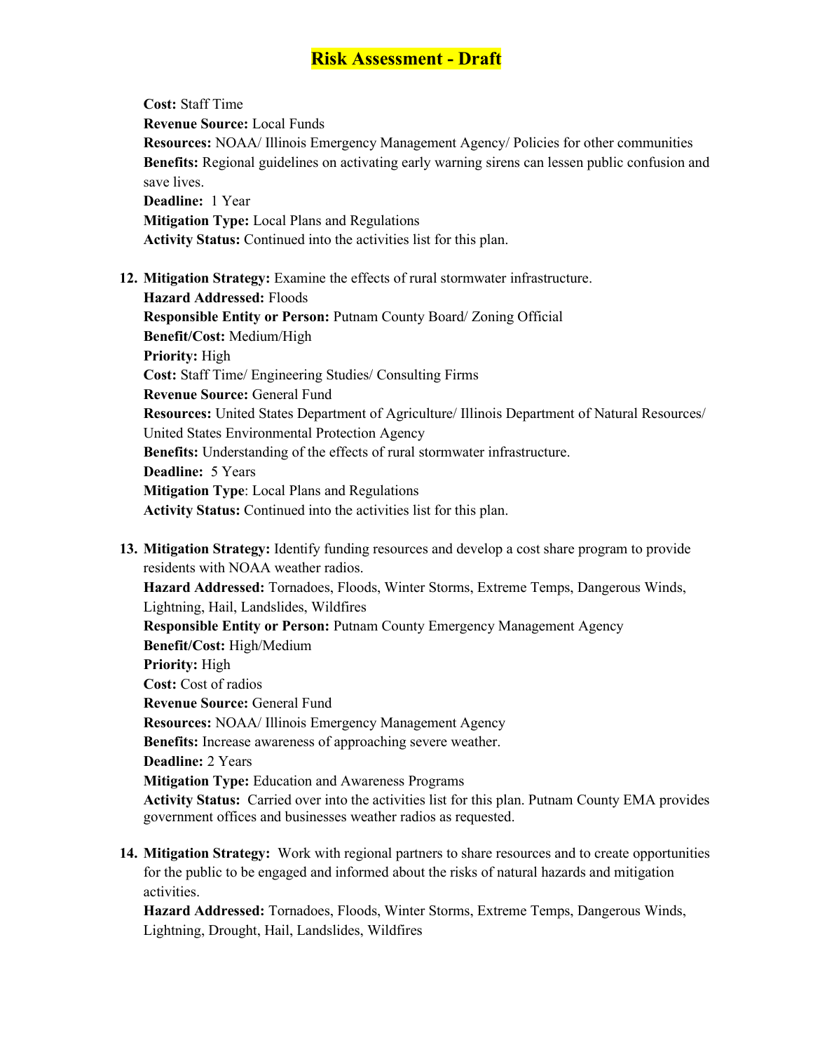**Cost:** Staff Time
**Revenue Source:** Local Funds
**Resources:** NOAA/ Illinois Emergency Management Agency/ Policies for other communities
**Benefits:** Regional guidelines on activating early warning sirens can lessen public confusion and save lives.
**Deadline:** 1 Year
**Mitigation Type:** Local Plans and Regulations
**Activity Status:** Continued into the activities list for this plan.

12. **Mitigation Strategy:** Examine the effects of rural stormwater infrastructure.
**Hazard Addressed:** Floods
**Responsible Entity or Person:** Putnam County Board/ Zoning Official
**Benefit/Cost:** Medium/High
**Priority:** High
**Cost:** Staff Time/ Engineering Studies/ Consulting Firms
**Revenue Source:** General Fund
**Resources:** United States Department of Agriculture/ Illinois Department of Natural Resources/ United States Environmental Protection Agency
**Benefits:** Understanding of the effects of rural stormwater infrastructure.
**Deadline:** 5 Years
**Mitigation Type**: Local Plans and Regulations
**Activity Status:** Continued into the activities list for this plan.

13. **Mitigation Strategy:** Identify funding resources and develop a cost share program to provide residents with NOAA weather radios.
**Hazard Addressed:** Tornadoes, Floods, Winter Storms, Extreme Temps, Dangerous Winds, Lightning, Hail, Landslides, Wildfires
**Responsible Entity or Person:** Putnam County Emergency Management Agency
**Benefit/Cost:** High/Medium
**Priority:** High
**Cost:** Cost of radios
**Revenue Source:** General Fund
**Resources:** NOAA/ Illinois Emergency Management Agency
**Benefits:** Increase awareness of approaching severe weather.
**Deadline:** 2 Years
**Mitigation Type:** Education and Awareness Programs
**Activity Status:** Carried over into the activities list for this plan. Putnam County EMA provides government offices and businesses weather radios as requested.

14. **Mitigation Strategy:** Work with regional partners to share resources and to create opportunities for the public to be engaged and informed about the risks of natural hazards and mitigation activities.
**Hazard Addressed:** Tornadoes, Floods, Winter Storms, Extreme Temps, Dangerous Winds, Lightning, Drought, Hail, Landslides, Wildfires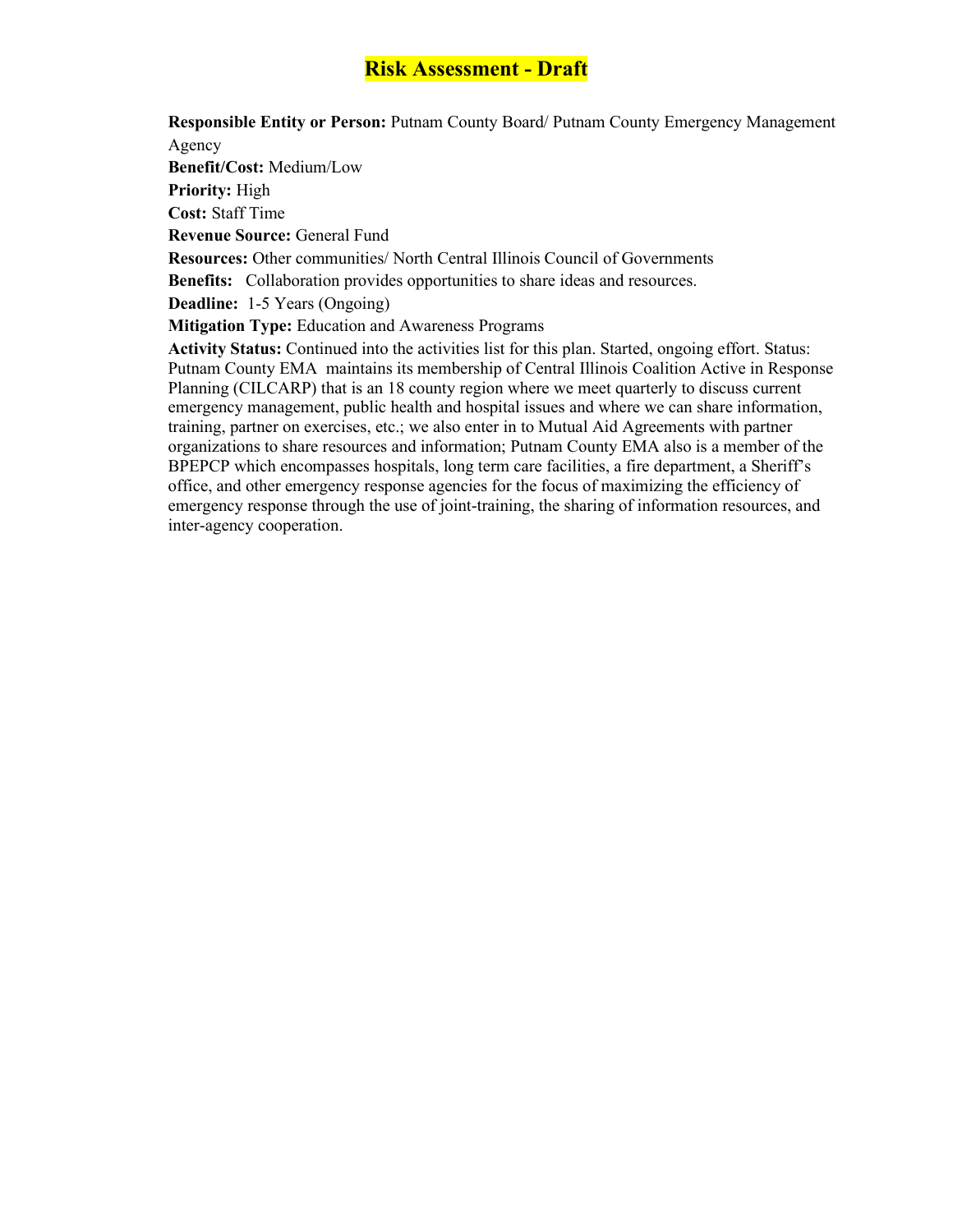# Risk Assessment - Draft

**Responsible Entity or Person:** Putnam County Board/ Putnam County Emergency Management Agency

**Benefit/Cost:** Medium/Low

**Priority:** High

**Cost:** Staff Time

**Revenue Source:** General Fund

**Resources:** Other communities/ North Central Illinois Council of Governments

**Benefits:** Collaboration provides opportunities to share ideas and resources.

**Deadline:** 1-5 Years (Ongoing)

**Mitigation Type:** Education and Awareness Programs

**Activity Status:** Continued into the activities list for this plan. Started, ongoing effort. Status: Putnam County EMA maintains its membership of Central Illinois Coalition Active in Response Planning (CILCARP) that is an 18 county region where we meet quarterly to discuss current emergency management, public health and hospital issues and where we can share information, training, partner on exercises, etc.; we also enter in to Mutual Aid Agreements with partner organizations to share resources and information; Putnam County EMA also is a member of the BPEPCP which encompasses hospitals, long term care facilities, a fire department, a Sheriff's office, and other emergency response agencies for the focus of maximizing the efficiency of emergency response through the use of joint-training, the sharing of information resources, and inter-agency cooperation.